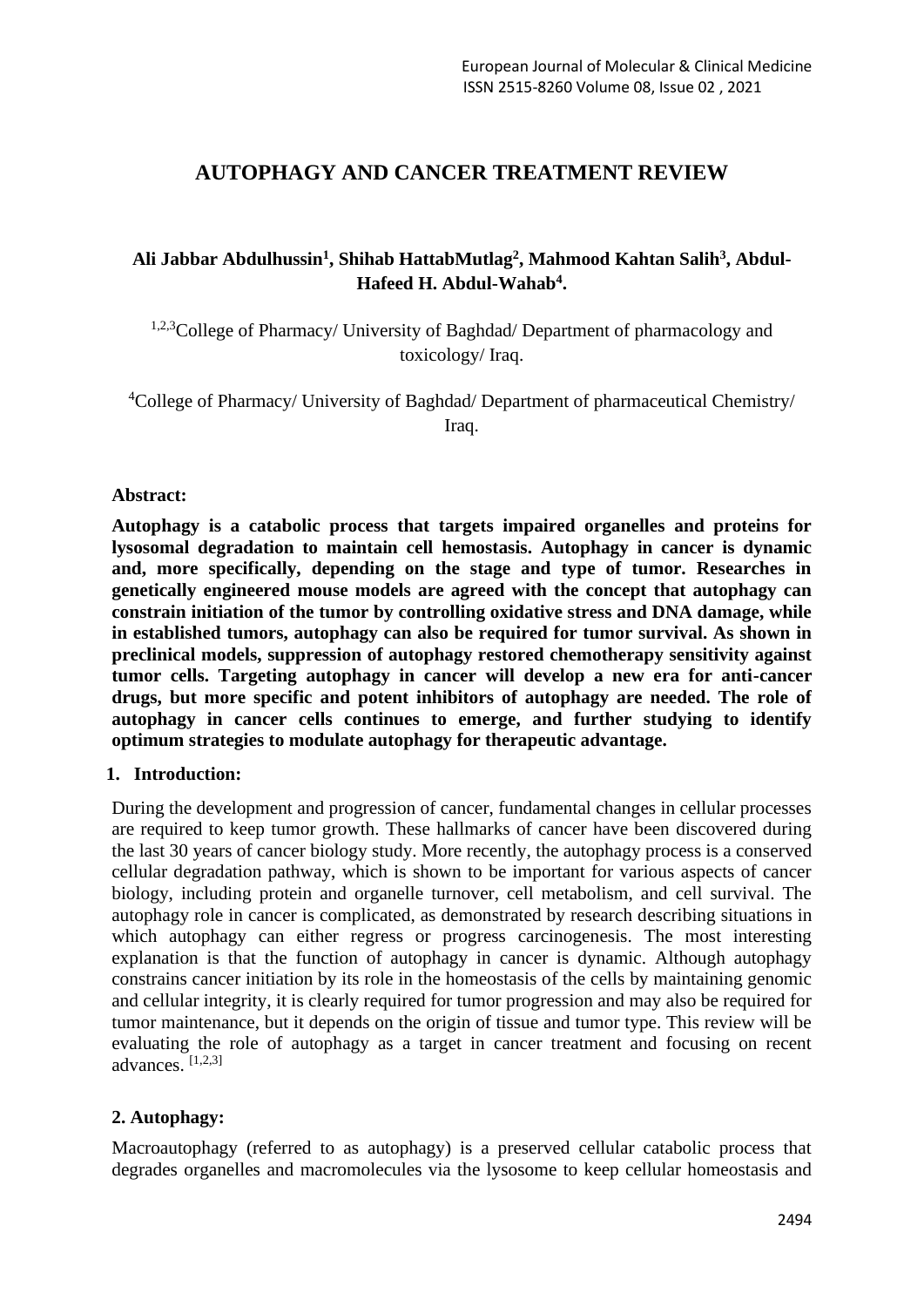# AUTOPHAGY AND CANCER TREATMENT REVIEW

**Ali Jabbar Abdulhussin[1], Shihab HattabMutlag[2], Mahmood Kahtan Salih[3], Abdul-Hafeed H. Abdul-Wahab[4].**

[1,2,3]College of Pharmacy/ University of Baghdad/ Department of pharmacology and toxicology/ Iraq.

[4]College of Pharmacy/ University of Baghdad/ Department of pharmaceutical Chemistry/ Iraq.

**Abstract:**

**Autophagy is a catabolic process that targets impaired organelles and proteins for lysosomal degradation to maintain cell hemostasis. Autophagy in cancer is dynamic and, more specifically, depending on the stage and type of tumor. Researches in genetically engineered mouse models are agreed with the concept that autophagy can constrain initiation of the tumor by controlling oxidative stress and DNA damage, while in established tumors, autophagy can also be required for tumor survival. As shown in preclinical models, suppression of autophagy restored chemotherapy sensitivity against tumor cells. Targeting autophagy in cancer will develop a new era for anti-cancer drugs, but more specific and potent inhibitors of autophagy are needed. The role of autophagy in cancer cells continues to emerge, and further studying to identify optimum strategies to modulate autophagy for therapeutic advantage.**

## 1. Introduction:

During the development and progression of cancer, fundamental changes in cellular processes are required to keep tumor growth. These hallmarks of cancer have been discovered during the last 30 years of cancer biology study. More recently, the autophagy process is a conserved cellular degradation pathway, which is shown to be important for various aspects of cancer biology, including protein and organelle turnover, cell metabolism, and cell survival. The autophagy role in cancer is complicated, as demonstrated by research describing situations in which autophagy can either regress or progress carcinogenesis. The most interesting explanation is that the function of autophagy in cancer is dynamic. Although autophagy constrains cancer initiation by its role in the homeostasis of the cells by maintaining genomic and cellular integrity, it is clearly required for tumor progression and may also be required for tumor maintenance, but it depends on the origin of tissue and tumor type. This review will be evaluating the role of autophagy as a target in cancer treatment and focusing on recent advances. [1,2,3]

## 2. Autophagy:

Macroautophagy (referred to as autophagy) is a preserved cellular catabolic process that degrades organelles and macromolecules via the lysosome to keep cellular homeostasis and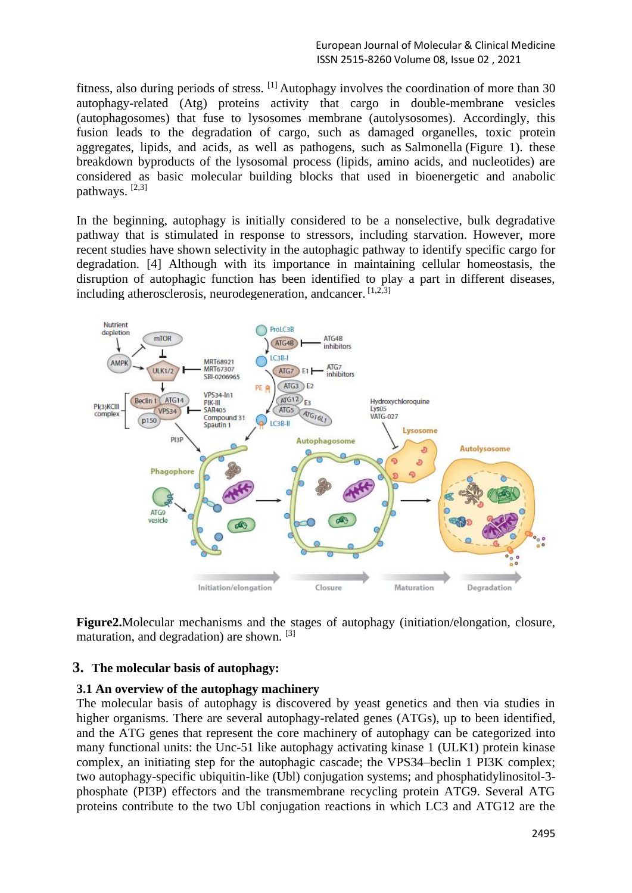fitness, also during periods of stress. [1] Autophagy involves the coordination of more than 30 autophagy-related (Atg) proteins activity that cargo in double-membrane vesicles (autophagosomes) that fuse to lysosomes membrane (autolysosomes). Accordingly, this fusion leads to the degradation of cargo, such as damaged organelles, toxic protein aggregates, lipids, and acids, as well as pathogens, such as Salmonella (Figure 1). these breakdown byproducts of the lysosomal process (lipids, amino acids, and nucleotides) are considered as basic molecular building blocks that used in bioenergetic and anabolic pathways. [2,3]

In the beginning, autophagy is initially considered to be a nonselective, bulk degradative pathway that is stimulated in response to stressors, including starvation. However, more recent studies have shown selectivity in the autophagic pathway to identify specific cargo for degradation. [4] Although with its importance in maintaining cellular homeostasis, the disruption of autophagic function has been identified to play a part in different diseases, including atherosclerosis, neurodegeneration, andcancer. [1,2,3]

**Figure2.**Molecular mechanisms and the stages of autophagy (initiation/elongation, closure, maturation, and degradation) are shown. [3]

## 3. The molecular basis of autophagy:

### 3.1 An overview of the autophagy machinery

The molecular basis of autophagy is discovered by yeast genetics and then via studies in higher organisms. There are several autophagy-related genes (ATGs), up to been identified, and the ATG genes that represent the core machinery of autophagy can be categorized into many functional units: the Unc-51 like autophagy activating kinase 1 (ULK1) protein kinase complex, an initiating step for the autophagic cascade; the VPS34–beclin 1 PI3K complex; two autophagy-specific ubiquitin-like (Ubl) conjugation systems; and phosphatidylinositol-3-phosphate (PI3P) effectors and the transmembrane recycling protein ATG9. Several ATG proteins contribute to the two Ubl conjugation reactions in which LC3 and ATG12 are the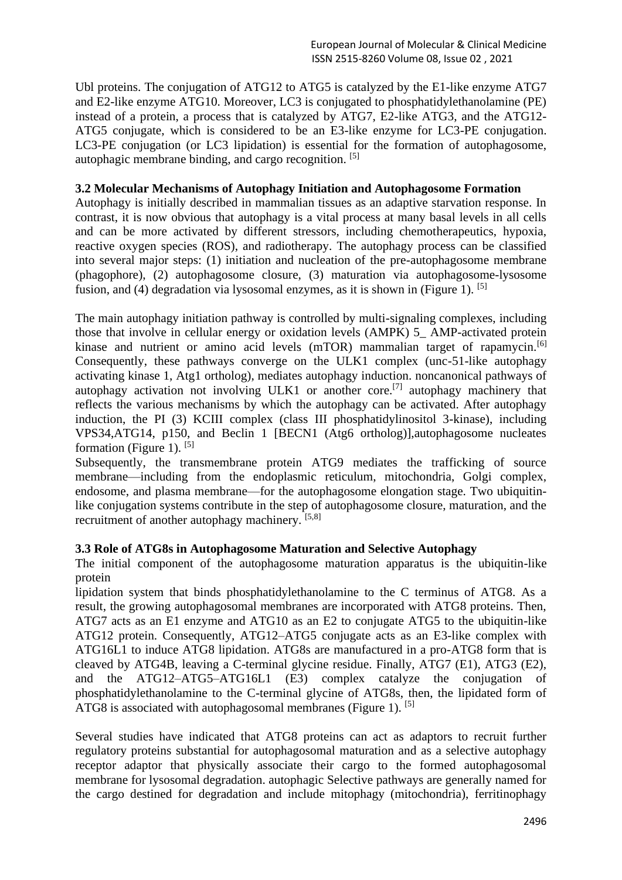Ubl proteins. The conjugation of ATG12 to ATG5 is catalyzed by the E1-like enzyme ATG7 and E2-like enzyme ATG10. Moreover, LC3 is conjugated to phosphatidylethanolamine (PE) instead of a protein, a process that is catalyzed by ATG7, E2-like ATG3, and the ATG12-ATG5 conjugate, which is considered to be an E3-like enzyme for LC3-PE conjugation. LC3-PE conjugation (or LC3 lipidation) is essential for the formation of autophagosome, autophagic membrane binding, and cargo recognition. [5]

### 3.2 Molecular Mechanisms of Autophagy Initiation and Autophagosome Formation

Autophagy is initially described in mammalian tissues as an adaptive starvation response. In contrast, it is now obvious that autophagy is a vital process at many basal levels in all cells and can be more activated by different stressors, including chemotherapeutics, hypoxia, reactive oxygen species (ROS), and radiotherapy. The autophagy process can be classified into several major steps: (1) initiation and nucleation of the pre-autophagosome membrane (phagophore), (2) autophagosome closure, (3) maturation via autophagosome-lysosome fusion, and (4) degradation via lysosomal enzymes, as it is shown in (Figure 1). [5]

The main autophagy initiation pathway is controlled by multi-signaling complexes, including those that involve in cellular energy or oxidation levels (AMPK) 5_ AMP-activated protein kinase and nutrient or amino acid levels (mTOR) mammalian target of rapamycin.[6] Consequently, these pathways converge on the ULK1 complex (unc-51-like autophagy activating kinase 1, Atg1 ortholog), mediates autophagy induction. noncanonical pathways of autophagy activation not involving ULK1 or another core.[7] autophagy machinery that reflects the various mechanisms by which the autophagy can be activated. After autophagy induction, the PI (3) KCIII complex (class III phosphatidylinositol 3-kinase), including VPS34,ATG14, p150, and Beclin 1 [BECN1 (Atg6 ortholog)],autophagosome nucleates formation (Figure 1). [5]

Subsequently, the transmembrane protein ATG9 mediates the trafficking of source membrane—including from the endoplasmic reticulum, mitochondria, Golgi complex, endosome, and plasma membrane—for the autophagosome elongation stage. Two ubiquitin-like conjugation systems contribute in the step of autophagosome closure, maturation, and the recruitment of another autophagy machinery. [5,8]

### 3.3 Role of ATG8s in Autophagosome Maturation and Selective Autophagy

The initial component of the autophagosome maturation apparatus is the ubiquitin-like protein lipidation system that binds phosphatidylethanolamine to the C terminus of ATG8. As a result, the growing autophagosomal membranes are incorporated with ATG8 proteins. Then, ATG7 acts as an E1 enzyme and ATG10 as an E2 to conjugate ATG5 to the ubiquitin-like ATG12 protein. Consequently, ATG12–ATG5 conjugate acts as an E3-like complex with ATG16L1 to induce ATG8 lipidation. ATG8s are manufactured in a pro-ATG8 form that is cleaved by ATG4B, leaving a C-terminal glycine residue. Finally, ATG7 (E1), ATG3 (E2), and the ATG12–ATG5–ATG16L1 (E3) complex catalyze the conjugation of phosphatidylethanolamine to the C-terminal glycine of ATG8s, then, the lipidated form of ATG8 is associated with autophagosomal membranes (Figure 1). [5]

Several studies have indicated that ATG8 proteins can act as adaptors to recruit further regulatory proteins substantial for autophagosomal maturation and as a selective autophagy receptor adaptor that physically associate their cargo to the formed autophagosomal membrane for lysosomal degradation. autophagic Selective pathways are generally named for the cargo destined for degradation and include mitophagy (mitochondria), ferritinophagy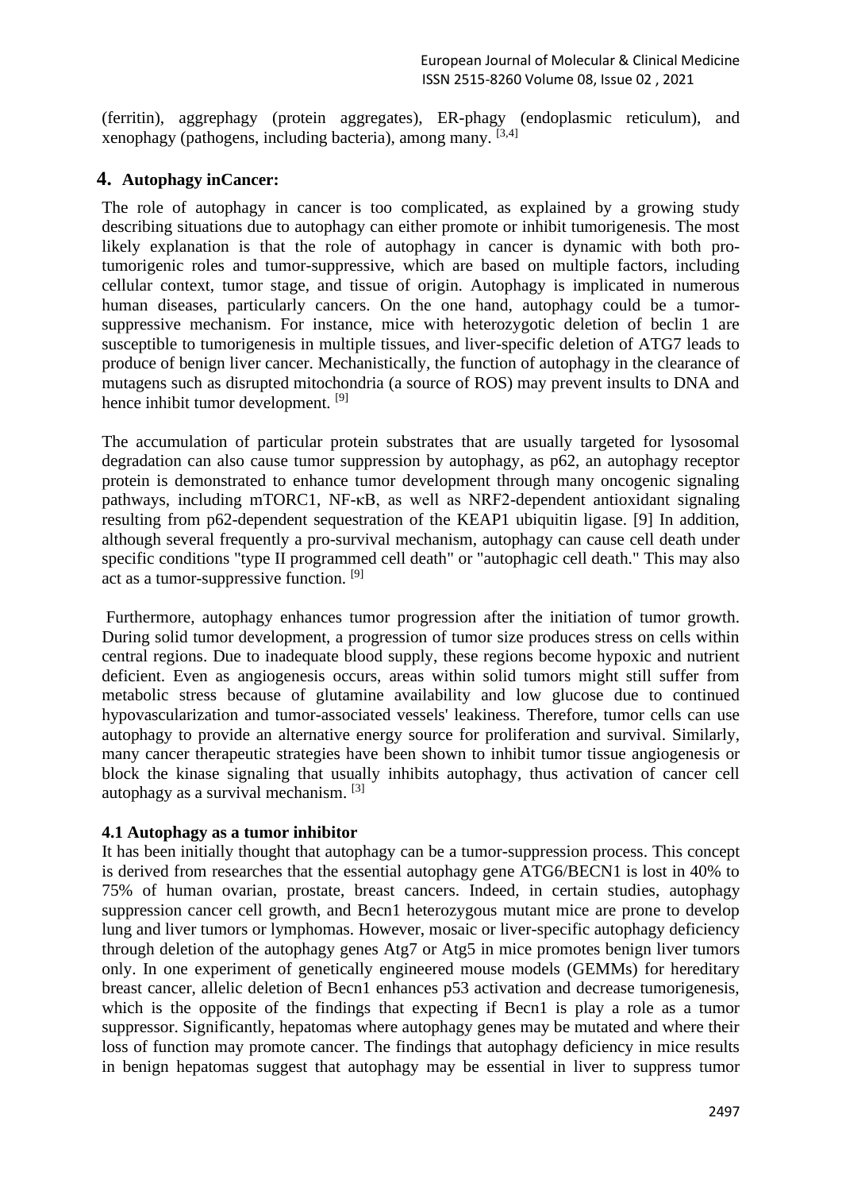(ferritin), aggrephagy (protein aggregates), ER-phagy (endoplasmic reticulum), and xenophagy (pathogens, including bacteria), among many. [3,4]

## 4. Autophagy inCancer:

The role of autophagy in cancer is too complicated, as explained by a growing study describing situations due to autophagy can either promote or inhibit tumorigenesis. The most likely explanation is that the role of autophagy in cancer is dynamic with both pro-tumorigenic roles and tumor-suppressive, which are based on multiple factors, including cellular context, tumor stage, and tissue of origin. Autophagy is implicated in numerous human diseases, particularly cancers. On the one hand, autophagy could be a tumor-suppressive mechanism. For instance, mice with heterozygotic deletion of beclin 1 are susceptible to tumorigenesis in multiple tissues, and liver-specific deletion of ATG7 leads to produce of benign liver cancer. Mechanistically, the function of autophagy in the clearance of mutagens such as disrupted mitochondria (a source of ROS) may prevent insults to DNA and hence inhibit tumor development. [9]

The accumulation of particular protein substrates that are usually targeted for lysosomal degradation can also cause tumor suppression by autophagy, as p62, an autophagy receptor protein is demonstrated to enhance tumor development through many oncogenic signaling pathways, including mTORC1, NF-κB, as well as NRF2-dependent antioxidant signaling resulting from p62-dependent sequestration of the KEAP1 ubiquitin ligase. [9] In addition, although several frequently a pro-survival mechanism, autophagy can cause cell death under specific conditions "type II programmed cell death" or "autophagic cell death." This may also act as a tumor-suppressive function. [9]

Furthermore, autophagy enhances tumor progression after the initiation of tumor growth. During solid tumor development, a progression of tumor size produces stress on cells within central regions. Due to inadequate blood supply, these regions become hypoxic and nutrient deficient. Even as angiogenesis occurs, areas within solid tumors might still suffer from metabolic stress because of glutamine availability and low glucose due to continued hypovascularization and tumor-associated vessels' leakiness. Therefore, tumor cells can use autophagy to provide an alternative energy source for proliferation and survival. Similarly, many cancer therapeutic strategies have been shown to inhibit tumor tissue angiogenesis or block the kinase signaling that usually inhibits autophagy, thus activation of cancer cell autophagy as a survival mechanism. [3]

### 4.1 Autophagy as a tumor inhibitor

It has been initially thought that autophagy can be a tumor-suppression process. This concept is derived from researches that the essential autophagy gene ATG6/BECN1 is lost in 40% to 75% of human ovarian, prostate, breast cancers. Indeed, in certain studies, autophagy suppression cancer cell growth, and Becn1 heterozygous mutant mice are prone to develop lung and liver tumors or lymphomas. However, mosaic or liver-specific autophagy deficiency through deletion of the autophagy genes Atg7 or Atg5 in mice promotes benign liver tumors only. In one experiment of genetically engineered mouse models (GEMMs) for hereditary breast cancer, allelic deletion of Becn1 enhances p53 activation and decrease tumorigenesis, which is the opposite of the findings that expecting if Becn1 is play a role as a tumor suppressor. Significantly, hepatomas where autophagy genes may be mutated and where their loss of function may promote cancer. The findings that autophagy deficiency in mice results in benign hepatomas suggest that autophagy may be essential in liver to suppress tumor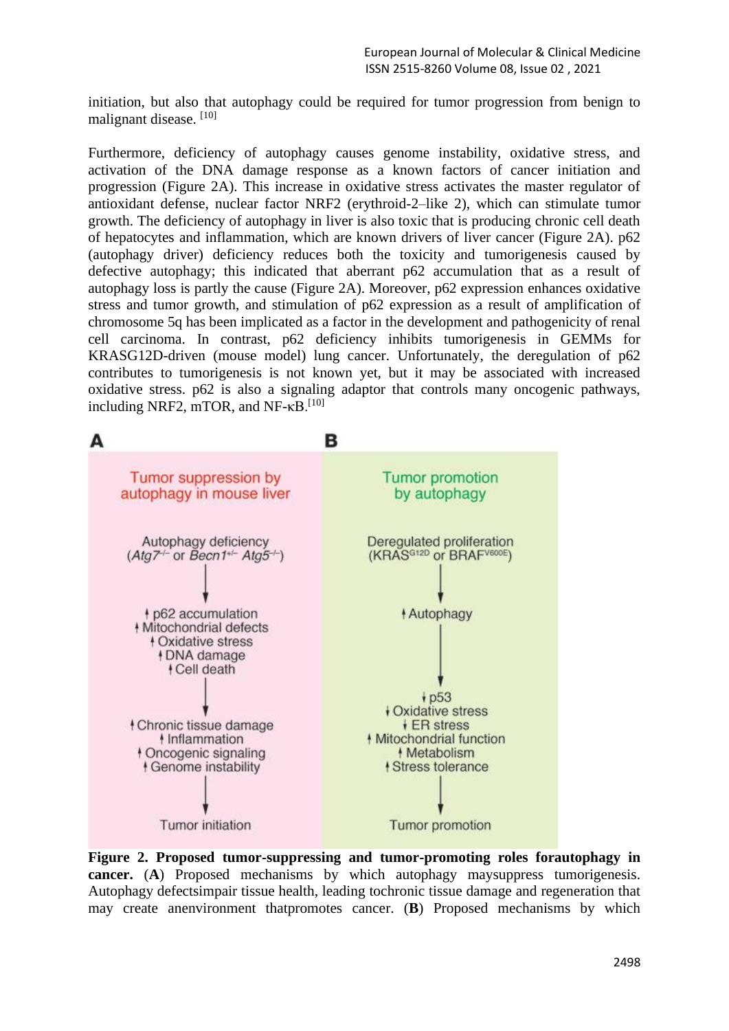initiation, but also that autophagy could be required for tumor progression from benign to malignant disease. [10]

Furthermore, deficiency of autophagy causes genome instability, oxidative stress, and activation of the DNA damage response as a known factors of cancer initiation and progression (Figure 2A). This increase in oxidative stress activates the master regulator of antioxidant defense, nuclear factor NRF2 (erythroid-2–like 2), which can stimulate tumor growth. The deficiency of autophagy in liver is also toxic that is producing chronic cell death of hepatocytes and inflammation, which are known drivers of liver cancer (Figure 2A). p62 (autophagy driver) deficiency reduces both the toxicity and tumorigenesis caused by defective autophagy; this indicated that aberrant p62 accumulation that as a result of autophagy loss is partly the cause (Figure 2A). Moreover, p62 expression enhances oxidative stress and tumor growth, and stimulation of p62 expression as a result of amplification of chromosome 5q has been implicated as a factor in the development and pathogenicity of renal cell carcinoma. In contrast, p62 deficiency inhibits tumorigenesis in GEMMs for KRASG12D-driven (mouse model) lung cancer. Unfortunately, the deregulation of p62 contributes to tumorigenesis is not known yet, but it may be associated with increased oxidative stress. p62 is also a signaling adaptor that controls many oncogenic pathways, including NRF2, mTOR, and NF-κB.[10]

**A**

Tumor suppression by autophagy in mouse liver

Autophagy deficiency ($Atg7^{-/-}$ or $Becn1^{+/-}$ $Atg5^{-/-}$)

↓

↑ p62 accumulation
↑ Mitochondrial defects
↑ Oxidative stress
↑ DNA damage
↑ Cell death

↓

↑ Chronic tissue damage
↑ Inflammation
↑ Oncogenic signaling
↑ Genome instability

↓

Tumor initiation

**B**

Tumor promotion by autophagy

Deregulated proliferation ($KRAS^{G12D}$ or $BRAF^{V600E}$)

↓

↑ Autophagy

↓

↓ p53
↓ Oxidative stress
↓ ER stress
↑ Mitochondrial function
↑ Metabolism
↑ Stress tolerance

↓

Tumor promotion

**Figure 2. Proposed tumor-suppressing and tumor-promoting roles forautophagy in cancer.** (**A**) Proposed mechanisms by which autophagy maysuppress tumorigenesis. Autophagy defectsimpair tissue health, leading tochronic tissue damage and regeneration that may create anenvironment thatpromotes cancer. (**B**) Proposed mechanisms by which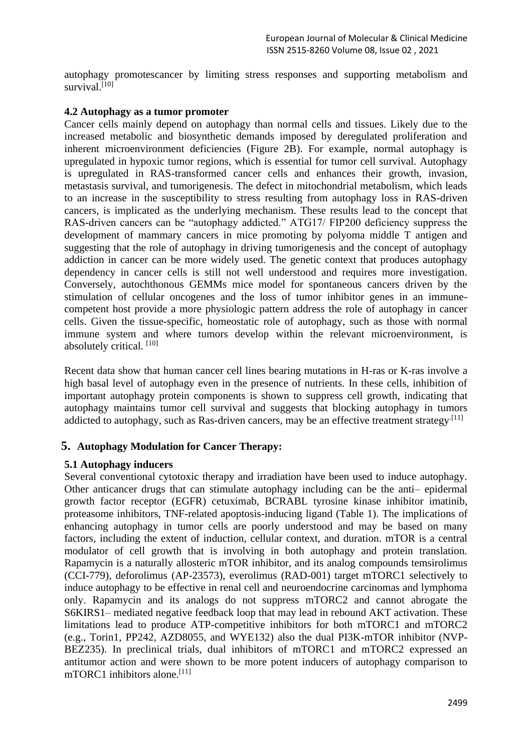autophagy promotescancer by limiting stress responses and supporting metabolism and survival.[10]

### 4.2 Autophagy as a tumor promoter

Cancer cells mainly depend on autophagy than normal cells and tissues. Likely due to the increased metabolic and biosynthetic demands imposed by deregulated proliferation and inherent microenvironment deficiencies (Figure 2B). For example, normal autophagy is upregulated in hypoxic tumor regions, which is essential for tumor cell survival. Autophagy is upregulated in RAS-transformed cancer cells and enhances their growth, invasion, metastasis survival, and tumorigenesis. The defect in mitochondrial metabolism, which leads to an increase in the susceptibility to stress resulting from autophagy loss in RAS-driven cancers, is implicated as the underlying mechanism. These results lead to the concept that RAS-driven cancers can be "autophagy addicted." ATG17/ FIP200 deficiency suppress the development of mammary cancers in mice promoting by polyoma middle T antigen and suggesting that the role of autophagy in driving tumorigenesis and the concept of autophagy addiction in cancer can be more widely used. The genetic context that produces autophagy dependency in cancer cells is still not well understood and requires more investigation. Conversely, autochthonous GEMMs mice model for spontaneous cancers driven by the stimulation of cellular oncogenes and the loss of tumor inhibitor genes in an immune-competent host provide a more physiologic pattern address the role of autophagy in cancer cells. Given the tissue-specific, homeostatic role of autophagy, such as those with normal immune system and where tumors develop within the relevant microenvironment, is absolutely critical. [10]

Recent data show that human cancer cell lines bearing mutations in H-ras or K-ras involve a high basal level of autophagy even in the presence of nutrients. In these cells, inhibition of important autophagy protein components is shown to suppress cell growth, indicating that autophagy maintains tumor cell survival and suggests that blocking autophagy in tumors addicted to autophagy, such as Ras-driven cancers, may be an effective treatment strategy.[11]

## 5. Autophagy Modulation for Cancer Therapy:

### 5.1 Autophagy inducers

Several conventional cytotoxic therapy and irradiation have been used to induce autophagy. Other anticancer drugs that can stimulate autophagy including can be the anti– epidermal growth factor receptor (EGFR) cetuximab, BCRABL tyrosine kinase inhibitor imatinib, proteasome inhibitors, TNF-related apoptosis-inducing ligand (Table 1). The implications of enhancing autophagy in tumor cells are poorly understood and may be based on many factors, including the extent of induction, cellular context, and duration. mTOR is a central modulator of cell growth that is involving in both autophagy and protein translation. Rapamycin is a naturally allosteric mTOR inhibitor, and its analog compounds temsirolimus (CCI-779), deforolimus (AP-23573), everolimus (RAD-001) target mTORC1 selectively to induce autophagy to be effective in renal cell and neuroendocrine carcinomas and lymphoma only. Rapamycin and its analogs do not suppress mTORC2 and cannot abrogate the S6KIRS1– mediated negative feedback loop that may lead in rebound AKT activation. These limitations lead to produce ATP-competitive inhibitors for both mTORC1 and mTORC2 (e.g., Torin1, PP242, AZD8055, and WYE132) also the dual PI3K-mTOR inhibitor (NVP-BEZ235). In preclinical trials, dual inhibitors of mTORC1 and mTORC2 expressed an antitumor action and were shown to be more potent inducers of autophagy comparison to mTORC1 inhibitors alone.[11]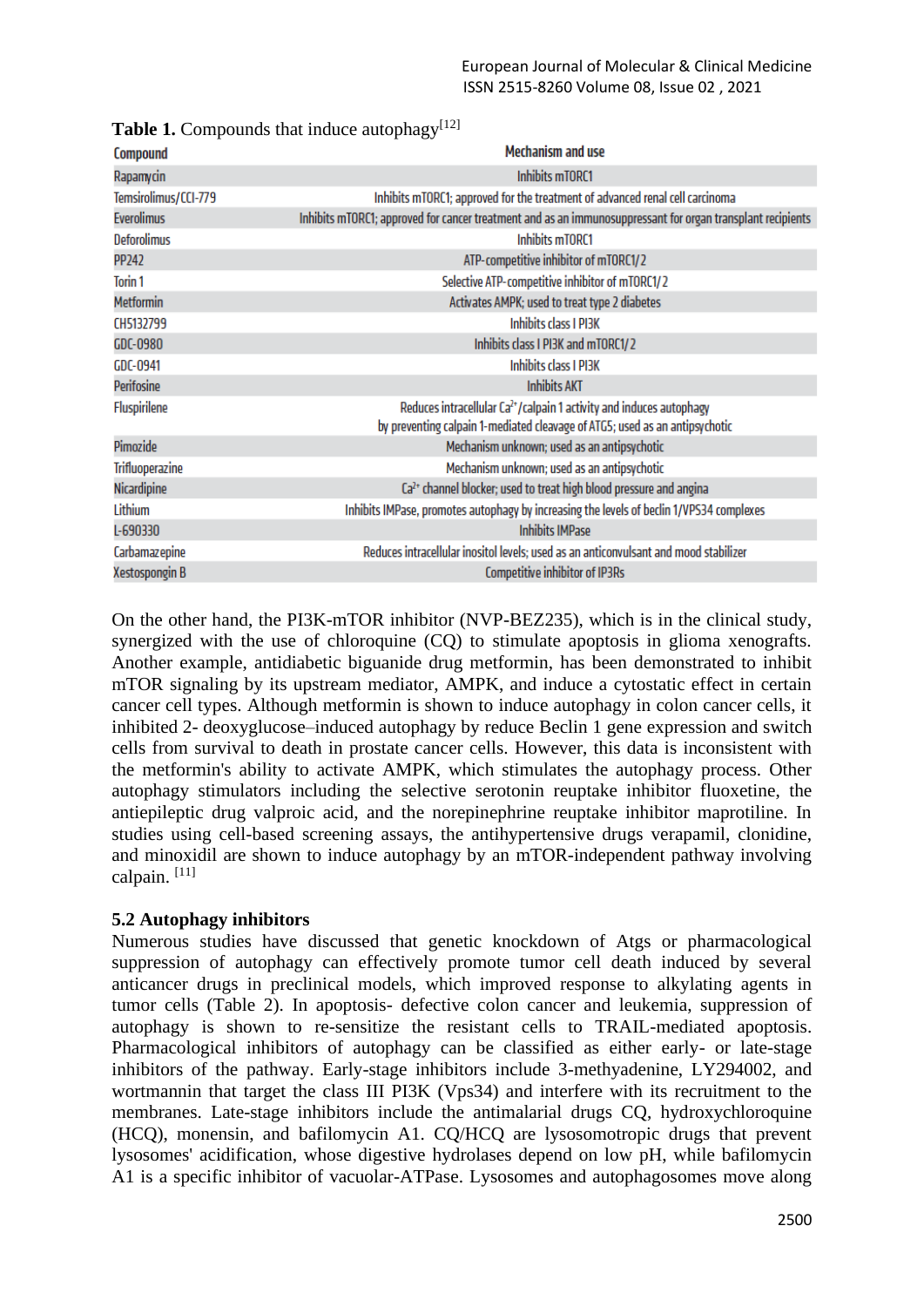**Table 1.** Compounds that induce autophagy[12]

| Compound | Mechanism and use |
|---|---|
| Rapamycin | Inhibits mTORC1 |
| Temsirolimus/CCI-779 | Inhibits mTORC1; approved for the treatment of advanced renal cell carcinoma |
| Everolimus | Inhibits mTORC1; approved for cancer treatment and as an immunosuppressant for organ transplant recipients |
| Deforolimus | Inhibits mTORC1 |
| PP242 | ATP-competitive inhibitor of mTORC1/2 |
| Torin 1 | Selective ATP-competitive inhibitor of mTORC1/2 |
| Metformin | Activates AMPK; used to treat type 2 diabetes |
| CH5132799 | Inhibits class I PI3K |
| GDC-0980 | Inhibits class I PI3K and mTORC1/2 |
| GDC-0941 | Inhibits class I PI3K |
| Perifosine | Inhibits AKT |
| Fluspirilene | Reduces intracellular $Ca^{2+}$/calpain 1 activity and induces autophagy by preventing calpain 1-mediated cleavage of ATG5; used as an antipsychotic |
| Pimozide | Mechanism unknown; used as an antipsychotic |
| Trifluoperazine | Mechanism unknown; used as an antipsychotic |
| Nicardipine | $Ca^{2+}$ channel blocker; used to treat high blood pressure and angina |
| Lithium | Inhibits IMPase, promotes autophagy by increasing the levels of beclin 1/VPS34 complexes |
| L-690330 | Inhibits IMPase |
| Carbamazepine | Reduces intracellular inositol levels; used as an anticonvulsant and mood stabilizer |
| Xestospongin B | Competitive inhibitor of IP3Rs |

On the other hand, the PI3K-mTOR inhibitor (NVP-BEZ235), which is in the clinical study, synergized with the use of chloroquine (CQ) to stimulate apoptosis in glioma xenografts. Another example, antidiabetic biguanide drug metformin, has been demonstrated to inhibit mTOR signaling by its upstream mediator, AMPK, and induce a cytostatic effect in certain cancer cell types. Although metformin is shown to induce autophagy in colon cancer cells, it inhibited 2- deoxyglucose–induced autophagy by reduce Beclin 1 gene expression and switch cells from survival to death in prostate cancer cells. However, this data is inconsistent with the metformin's ability to activate AMPK, which stimulates the autophagy process. Other autophagy stimulators including the selective serotonin reuptake inhibitor fluoxetine, the antiepileptic drug valproic acid, and the norepinephrine reuptake inhibitor maprotiline. In studies using cell-based screening assays, the antihypertensive drugs verapamil, clonidine, and minoxidil are shown to induce autophagy by an mTOR-independent pathway involving calpain. [11]

### 5.2 Autophagy inhibitors

Numerous studies have discussed that genetic knockdown of Atgs or pharmacological suppression of autophagy can effectively promote tumor cell death induced by several anticancer drugs in preclinical models, which improved response to alkylating agents in tumor cells (Table 2). In apoptosis- defective colon cancer and leukemia, suppression of autophagy is shown to re-sensitize the resistant cells to TRAIL-mediated apoptosis. Pharmacological inhibitors of autophagy can be classified as either early- or late-stage inhibitors of the pathway. Early-stage inhibitors include 3-methyadenine, LY294002, and wortmannin that target the class III PI3K (Vps34) and interfere with its recruitment to the membranes. Late-stage inhibitors include the antimalarial drugs CQ, hydroxychloroquine (HCQ), monensin, and bafilomycin A1. CQ/HCQ are lysosomotropic drugs that prevent lysosomes' acidification, whose digestive hydrolases depend on low pH, while bafilomycin A1 is a specific inhibitor of vacuolar-ATPase. Lysosomes and autophagosomes move along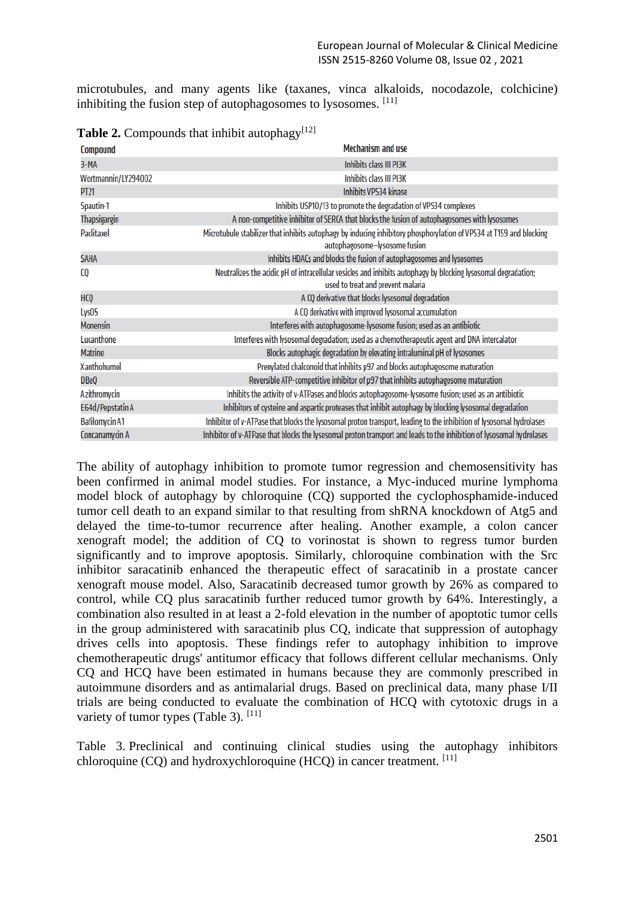microtubules, and many agents like (taxanes, vinca alkaloids, nocodazole, colchicine) inhibiting the fusion step of autophagosomes to lysosomes. [11]

**Table 2.** Compounds that inhibit autophagy[12]

| Compound | Mechanism and use |
|---|---|
| 3-MA | Inhibits class III PI3K |
| Wortmannin/LY294002 | Inhibits class III PI3K |
| PT21 | Inhibits VPS34 kinase |
| Spautin-1 | Inhibits USP10/13 to promote the degradation of VPS34 complexes |
| Thapsigargin | A non-competitive inhibitor of SERCA that blocks the fusion of autophagosomes with lysosomes |
| Paclitaxel | Microtubule stabilizer that inhibits autophagy by inducing inhibitory phosphorylation of VPS34 at T159 and blocking autophagosome–lysosome fusion |
| SAHA | Inhibits HDACs and blocks the fusion of autophagosomes and lysosomes |
| CQ | Neutralizes the acidic pH of intracellular vesicles and inhibits autophagy by blocking lysosomal degradation; used to treat and prevent malaria |
| HCQ | A CQ derivative that blocks lysosomal degradation |
| Lys05 | A CQ derivative with improved lysosomal accumulation |
| Monensin | Interferes with autophagosome-lysosome fusion; used as an antibiotic |
| Lucanthone | Interferes with lysosomal degradation; used as a chemotherapeutic agent and DNA intercalator |
| Matrine | Blocks autophagic degradation by elevating intraluminal pH of lysosomes |
| Xanthohumol | Prenylated chalconoid that inhibits p97 and blocks autophagosome maturation |
| DBeQ | Reversible ATP-competitive inhibitor of p97 that inhibits autophagosome maturation |
| Azithromycin | Inhibits the activity of v-ATPases and blocks autophagosome-lysosome fusion; used as an antibiotic |
| E64d/Pepstatin A | Inhibitors of cysteine and aspartic proteases that inhibit autophagy by blocking lysosomal degradation |
| Bafilomycin A1 | Inhibitor of v-ATPase that blocks the lysosomal proton transport, leading to the inhibition of lysosomal hydrolases |
| Concanamycin A | Inhibitor of v-ATPase that blocks the lysosomal proton transport and leads to the inhibition of lysosomal hydrolases |

The ability of autophagy inhibition to promote tumor regression and chemosensitivity has been confirmed in animal model studies. For instance, a Myc-induced murine lymphoma model block of autophagy by chloroquine (CQ) supported the cyclophosphamide-induced tumor cell death to an expand similar to that resulting from shRNA knockdown of Atg5 and delayed the time-to-tumor recurrence after healing. Another example, a colon cancer xenograft model; the addition of CQ to vorinostat is shown to regress tumor burden significantly and to improve apoptosis. Similarly, chloroquine combination with the Src inhibitor saracatinib enhanced the therapeutic effect of saracatinib in a prostate cancer xenograft mouse model. Also, Saracatinib decreased tumor growth by 26% as compared to control, while CQ plus saracatinib further reduced tumor growth by 64%. Interestingly, a combination also resulted in at least a 2-fold elevation in the number of apoptotic tumor cells in the group administered with saracatinib plus CQ, indicate that suppression of autophagy drives cells into apoptosis. These findings refer to autophagy inhibition to improve chemotherapeutic drugs' antitumor efficacy that follows different cellular mechanisms. Only CQ and HCQ have been estimated in humans because they are commonly prescribed in autoimmune disorders and as antimalarial drugs. Based on preclinical data, many phase I/II trials are being conducted to evaluate the combination of HCQ with cytotoxic drugs in a variety of tumor types (Table 3). [11]

Table 3. Preclinical and continuing clinical studies using the autophagy inhibitors chloroquine (CQ) and hydroxychloroquine (HCQ) in cancer treatment. [11]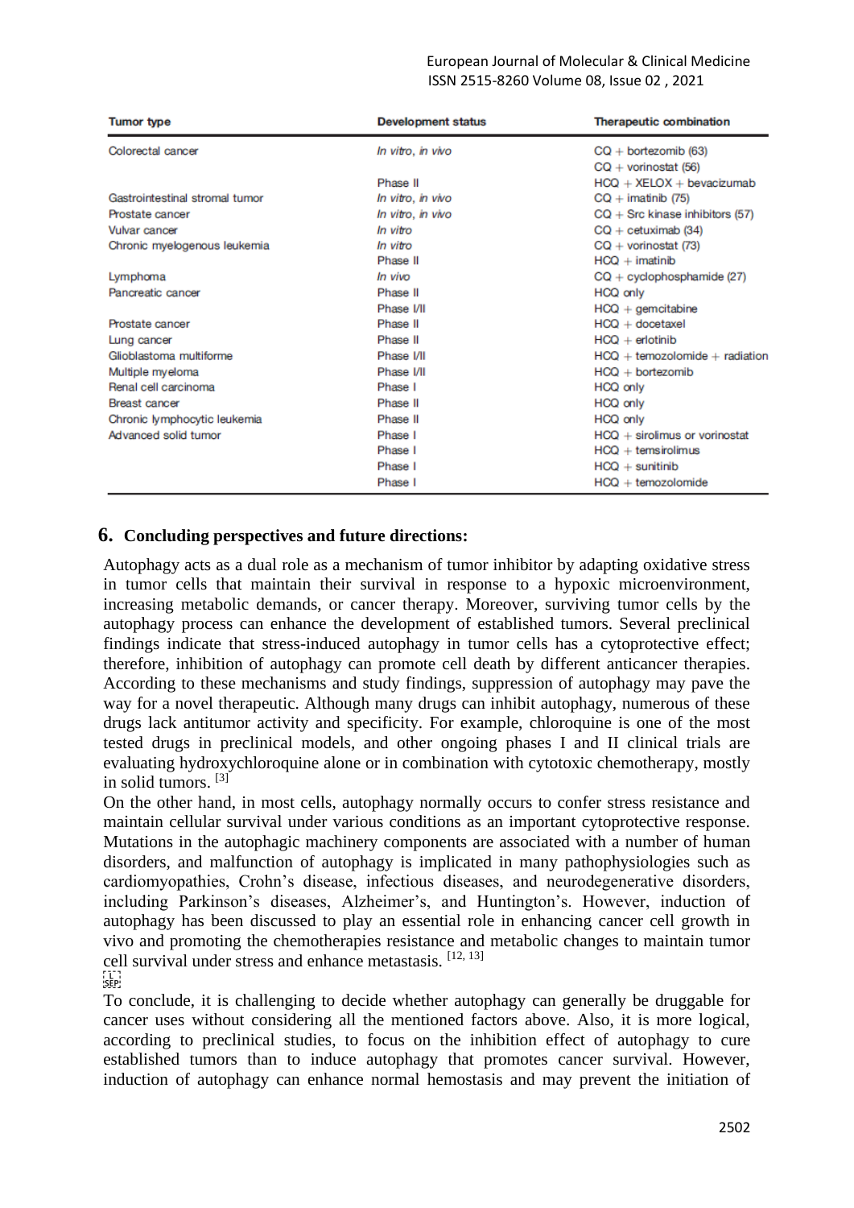| Tumor type | Development status | Therapeutic combination |
|---|---|---|
| Colorectal cancer | *In vitro*, *in vivo* | CQ + bortezomib (63) |
| | | CQ + vorinostat (56) |
| | Phase II | HCQ + XELOX + bevacizumab |
| Gastrointestinal stromal tumor | *In vitro*, *in vivo* | CQ + imatinib (75) |
| Prostate cancer | *In vitro*, *in vivo* | CQ + Src kinase inhibitors (57) |
| Vulvar cancer | *In vitro* | CQ + cetuximab (34) |
| Chronic myelogenous leukemia | *In vitro* | CQ + vorinostat (73) |
| | Phase II | HCQ + imatinib |
| Lymphoma | *In vivo* | CQ + cyclophosphamide (27) |
| Pancreatic cancer | Phase II | HCQ only |
| | Phase I/II | HCQ + gemcitabine |
| Prostate cancer | Phase II | HCQ + docetaxel |
| Lung cancer | Phase II | HCQ + erlotinib |
| Glioblastoma multiforme | Phase I/II | HCQ + temozolomide + radiation |
| Multiple myeloma | Phase I/II | HCQ + bortezomib |
| Renal cell carcinoma | Phase I | HCQ only |
| Breast cancer | Phase II | HCQ only |
| Chronic lymphocytic leukemia | Phase II | HCQ only |
| Advanced solid tumor | Phase I | HCQ + sirolimus or vorinostat |
| | Phase I | HCQ + temsirolimus |
| | Phase I | HCQ + sunitinib |
| | Phase I | HCQ + temozolomide |

## 6. Concluding perspectives and future directions:

Autophagy acts as a dual role as a mechanism of tumor inhibitor by adapting oxidative stress in tumor cells that maintain their survival in response to a hypoxic microenvironment, increasing metabolic demands, or cancer therapy. Moreover, surviving tumor cells by the autophagy process can enhance the development of established tumors. Several preclinical findings indicate that stress-induced autophagy in tumor cells has a cytoprotective effect; therefore, inhibition of autophagy can promote cell death by different anticancer therapies. According to these mechanisms and study findings, suppression of autophagy may pave the way for a novel therapeutic. Although many drugs can inhibit autophagy, numerous of these drugs lack antitumor activity and specificity. For example, chloroquine is one of the most tested drugs in preclinical models, and other ongoing phases I and II clinical trials are evaluating hydroxychloroquine alone or in combination with cytotoxic chemotherapy, mostly in solid tumors. [3]

On the other hand, in most cells, autophagy normally occurs to confer stress resistance and maintain cellular survival under various conditions as an important cytoprotective response. Mutations in the autophagic machinery components are associated with a number of human disorders, and malfunction of autophagy is implicated in many pathophysiologies such as cardiomyopathies, Crohn's disease, infectious diseases, and neurodegenerative disorders, including Parkinson's diseases, Alzheimer's, and Huntington's. However, induction of autophagy has been discussed to play an essential role in enhancing cancer cell growth in vivo and promoting the chemotherapies resistance and metabolic changes to maintain tumor cell survival under stress and enhance metastasis. [12, 13]

To conclude, it is challenging to decide whether autophagy can generally be druggable for cancer uses without considering all the mentioned factors above. Also, it is more logical, according to preclinical studies, to focus on the inhibition effect of autophagy to cure established tumors than to induce autophagy that promotes cancer survival. However, induction of autophagy can enhance normal hemostasis and may prevent the initiation of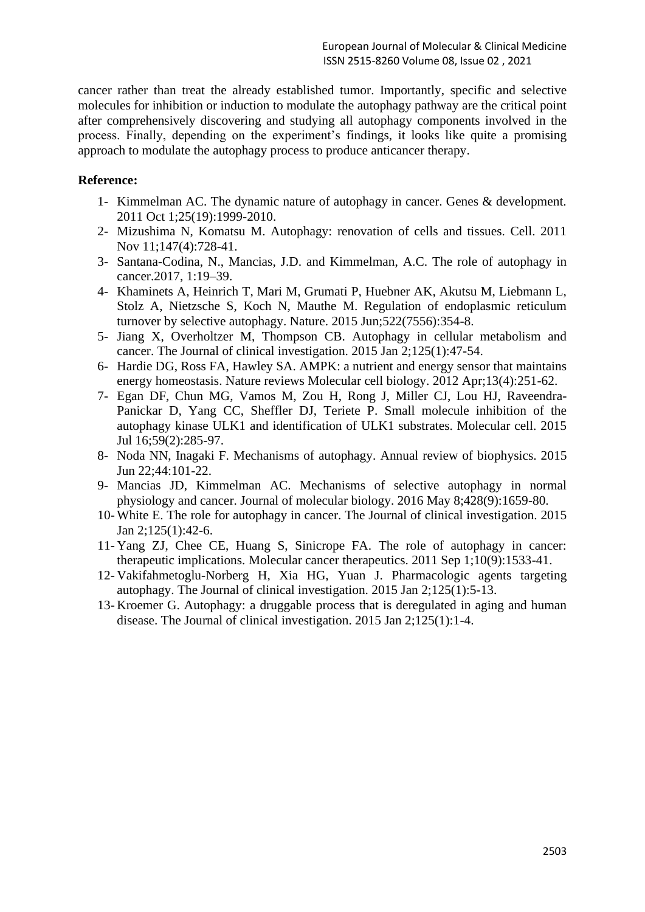cancer rather than treat the already established tumor. Importantly, specific and selective molecules for inhibition or induction to modulate the autophagy pathway are the critical point after comprehensively discovering and studying all autophagy components involved in the process. Finally, depending on the experiment's findings, it looks like quite a promising approach to modulate the autophagy process to produce anticancer therapy.

**Reference:**

1- Kimmelman AC. The dynamic nature of autophagy in cancer. Genes & development. 2011 Oct 1;25(19):1999-2010.

2- Mizushima N, Komatsu M. Autophagy: renovation of cells and tissues. Cell. 2011 Nov 11;147(4):728-41.

3- Santana-Codina, N., Mancias, J.D. and Kimmelman, A.C. The role of autophagy in cancer.2017, 1:19–39.

4- Khaminets A, Heinrich T, Mari M, Grumati P, Huebner AK, Akutsu M, Liebmann L, Stolz A, Nietzsche S, Koch N, Mauthe M. Regulation of endoplasmic reticulum turnover by selective autophagy. Nature. 2015 Jun;522(7556):354-8.

5- Jiang X, Overholtzer M, Thompson CB. Autophagy in cellular metabolism and cancer. The Journal of clinical investigation. 2015 Jan 2;125(1):47-54.

6- Hardie DG, Ross FA, Hawley SA. AMPK: a nutrient and energy sensor that maintains energy homeostasis. Nature reviews Molecular cell biology. 2012 Apr;13(4):251-62.

7- Egan DF, Chun MG, Vamos M, Zou H, Rong J, Miller CJ, Lou HJ, Raveendra-Panickar D, Yang CC, Sheffler DJ, Teriete P. Small molecule inhibition of the autophagy kinase ULK1 and identification of ULK1 substrates. Molecular cell. 2015 Jul 16;59(2):285-97.

8- Noda NN, Inagaki F. Mechanisms of autophagy. Annual review of biophysics. 2015 Jun 22;44:101-22.

9- Mancias JD, Kimmelman AC. Mechanisms of selective autophagy in normal physiology and cancer. Journal of molecular biology. 2016 May 8;428(9):1659-80.

10- White E. The role for autophagy in cancer. The Journal of clinical investigation. 2015 Jan 2;125(1):42-6.

11- Yang ZJ, Chee CE, Huang S, Sinicrope FA. The role of autophagy in cancer: therapeutic implications. Molecular cancer therapeutics. 2011 Sep 1;10(9):1533-41.

12- Vakifahmetoglu-Norberg H, Xia HG, Yuan J. Pharmacologic agents targeting autophagy. The Journal of clinical investigation. 2015 Jan 2;125(1):5-13.

13- Kroemer G. Autophagy: a druggable process that is deregulated in aging and human disease. The Journal of clinical investigation. 2015 Jan 2;125(1):1-4.